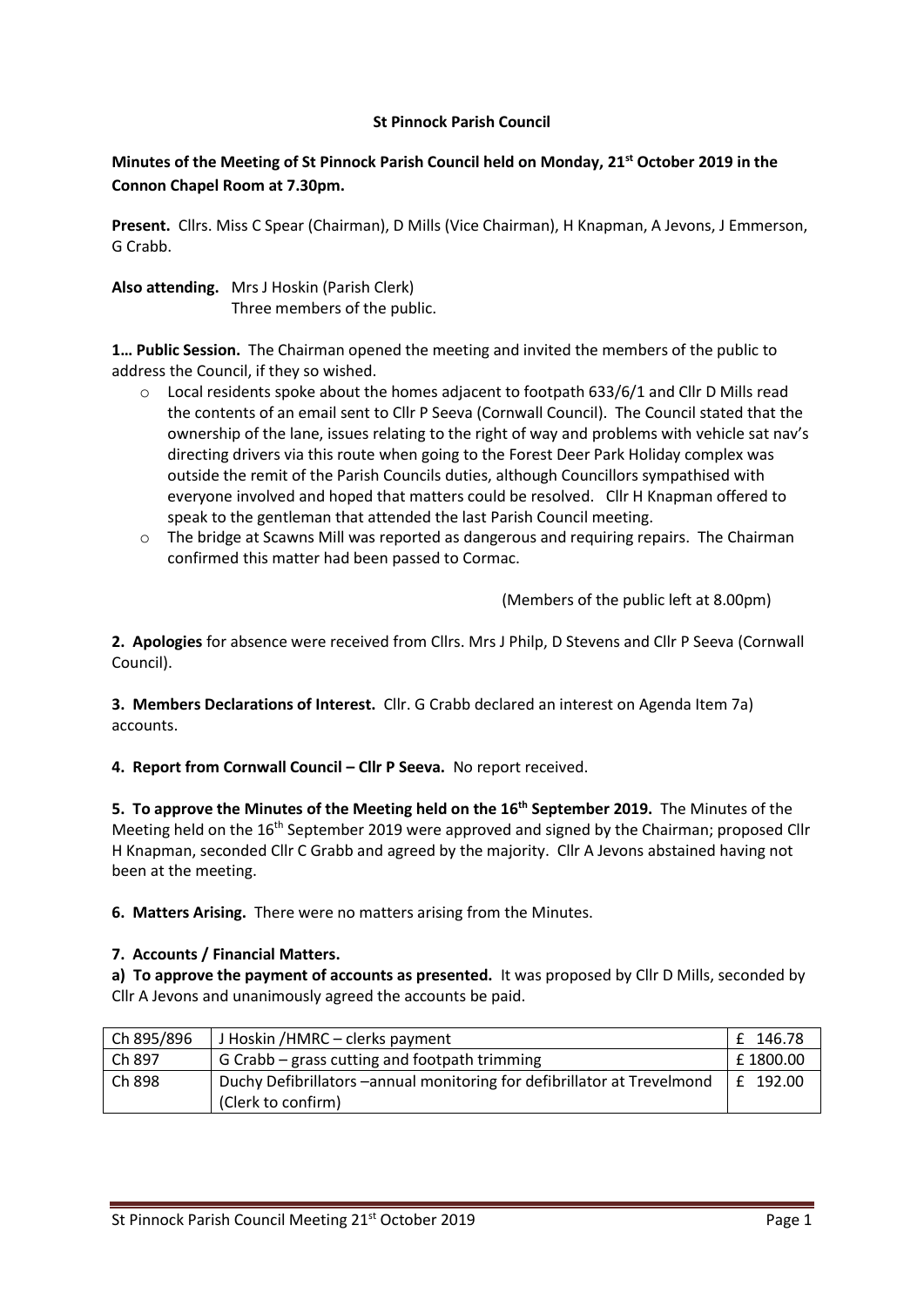**St Pinnock Parish Council**

**Minutes of the Meeting of St Pinnock Parish Council held on Monday, 21st October 2019 in the Connon Chapel Room at 7.30pm.**

**Present.** Cllrs. Miss C Spear (Chairman), D Mills (Vice Chairman), H Knapman, A Jevons, J Emmerson, G Crabb.

**Also attending.** Mrs J Hoskin (Parish Clerk)
Three members of the public.

**1… Public Session.** The Chairman opened the meeting and invited the members of the public to address the Council, if they so wished.

- Local residents spoke about the homes adjacent to footpath 633/6/1 and Cllr D Mills read the contents of an email sent to Cllr P Seeva (Cornwall Council). The Council stated that the ownership of the lane, issues relating to the right of way and problems with vehicle sat nav's directing drivers via this route when going to the Forest Deer Park Holiday complex was outside the remit of the Parish Councils duties, although Councillors sympathised with everyone involved and hoped that matters could be resolved. Cllr H Knapman offered to speak to the gentleman that attended the last Parish Council meeting.
- The bridge at Scawns Mill was reported as dangerous and requiring repairs. The Chairman confirmed this matter had been passed to Cormac.

(Members of the public left at 8.00pm)

**2. Apologies** for absence were received from Cllrs. Mrs J Philp, D Stevens and Cllr P Seeva (Cornwall Council).

**3. Members Declarations of Interest.** Cllr. G Crabb declared an interest on Agenda Item 7a) accounts.

**4. Report from Cornwall Council – Cllr P Seeva.** No report received.

**5. To approve the Minutes of the Meeting held on the 16th September 2019.** The Minutes of the Meeting held on the 16th September 2019 were approved and signed by the Chairman; proposed Cllr H Knapman, seconded Cllr C Grabb and agreed by the majority. Cllr A Jevons abstained having not been at the meeting.

**6. Matters Arising.** There were no matters arising from the Minutes.

**7. Accounts / Financial Matters.**

**a) To approve the payment of accounts as presented.** It was proposed by Cllr D Mills, seconded by Cllr A Jevons and unanimously agreed the accounts be paid.

| | | |
|---|---|---|
| Ch 895/896 | J Hoskin /HMRC – clerks payment | £ 146.78 |
| Ch 897 | G Crabb – grass cutting and footpath trimming | £ 1800.00 |
| Ch 898 | Duchy Defibrillators –annual monitoring for defibrillator at Trevelmond (Clerk to confirm) | £ 192.00 |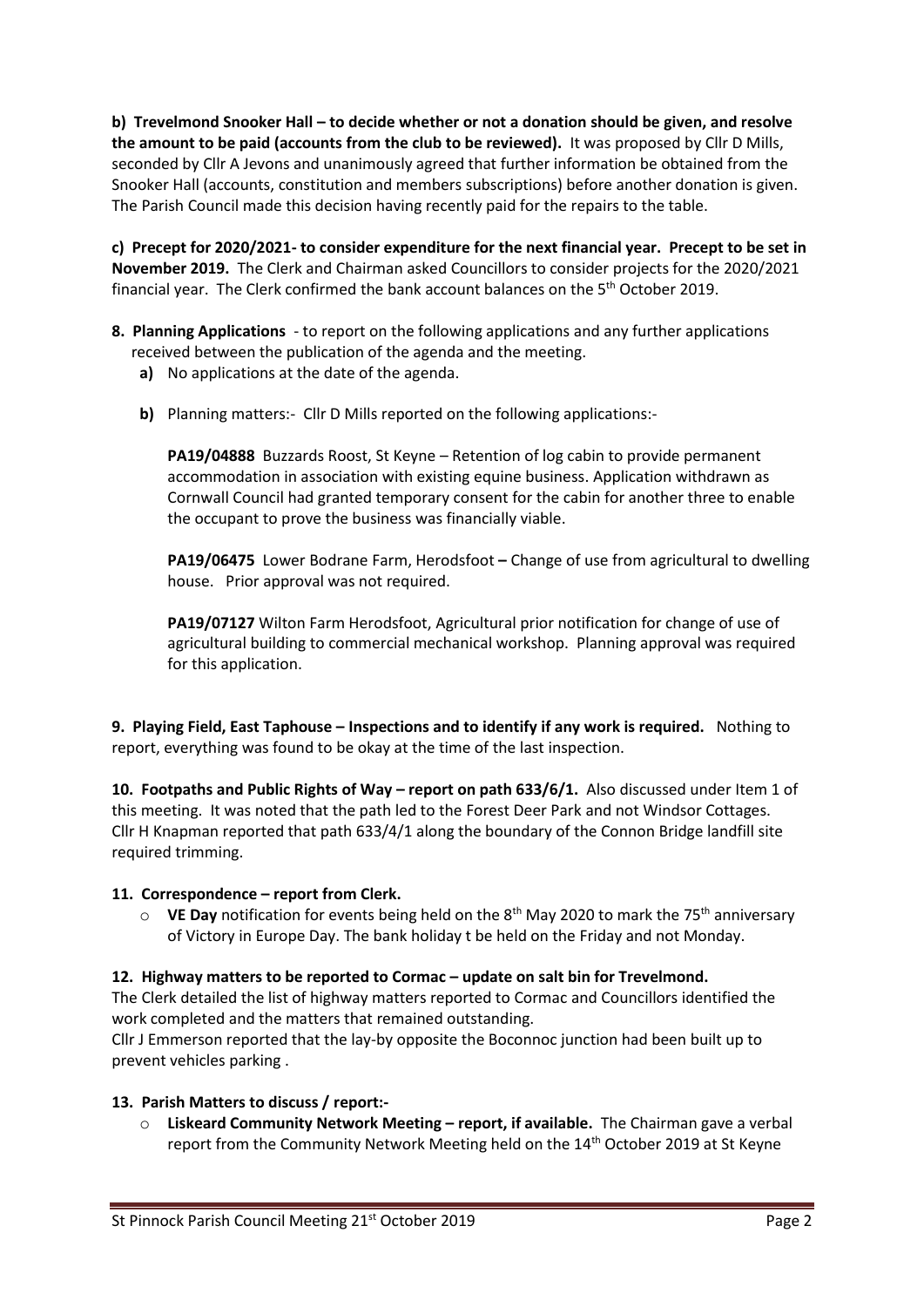**b) Trevelmond Snooker Hall – to decide whether or not a donation should be given, and resolve the amount to be paid (accounts from the club to be reviewed).** It was proposed by Cllr D Mills, seconded by Cllr A Jevons and unanimously agreed that further information be obtained from the Snooker Hall (accounts, constitution and members subscriptions) before another donation is given. The Parish Council made this decision having recently paid for the repairs to the table.

**c) Precept for 2020/2021- to consider expenditure for the next financial year. Precept to be set in November 2019.** The Clerk and Chairman asked Councillors to consider projects for the 2020/2021 financial year. The Clerk confirmed the bank account balances on the 5th October 2019.

**8. Planning Applications** - to report on the following applications and any further applications received between the publication of the agenda and the meeting.

**a)** No applications at the date of the agenda.

**b)** Planning matters:- Cllr D Mills reported on the following applications:-

**PA19/04888** Buzzards Roost, St Keyne – Retention of log cabin to provide permanent accommodation in association with existing equine business. Application withdrawn as Cornwall Council had granted temporary consent for the cabin for another three to enable the occupant to prove the business was financially viable.

**PA19/06475** Lower Bodrane Farm, Herodsfoot **–** Change of use from agricultural to dwelling house. Prior approval was not required.

**PA19/07127** Wilton Farm Herodsfoot, Agricultural prior notification for change of use of agricultural building to commercial mechanical workshop. Planning approval was required for this application.

**9. Playing Field, East Taphouse – Inspections and to identify if any work is required.** Nothing to report, everything was found to be okay at the time of the last inspection.

**10. Footpaths and Public Rights of Way – report on path 633/6/1.** Also discussed under Item 1 of this meeting. It was noted that the path led to the Forest Deer Park and not Windsor Cottages. Cllr H Knapman reported that path 633/4/1 along the boundary of the Connon Bridge landfill site required trimming.

**11. Correspondence – report from Clerk.**

- **VE Day** notification for events being held on the 8th May 2020 to mark the 75th anniversary of Victory in Europe Day. The bank holiday t be held on the Friday and not Monday.

**12. Highway matters to be reported to Cormac – update on salt bin for Trevelmond.**

The Clerk detailed the list of highway matters reported to Cormac and Councillors identified the work completed and the matters that remained outstanding.

Cllr J Emmerson reported that the lay-by opposite the Boconnoc junction had been built up to prevent vehicles parking .

**13. Parish Matters to discuss / report:-**

- **Liskeard Community Network Meeting – report, if available.** The Chairman gave a verbal report from the Community Network Meeting held on the 14th October 2019 at St Keyne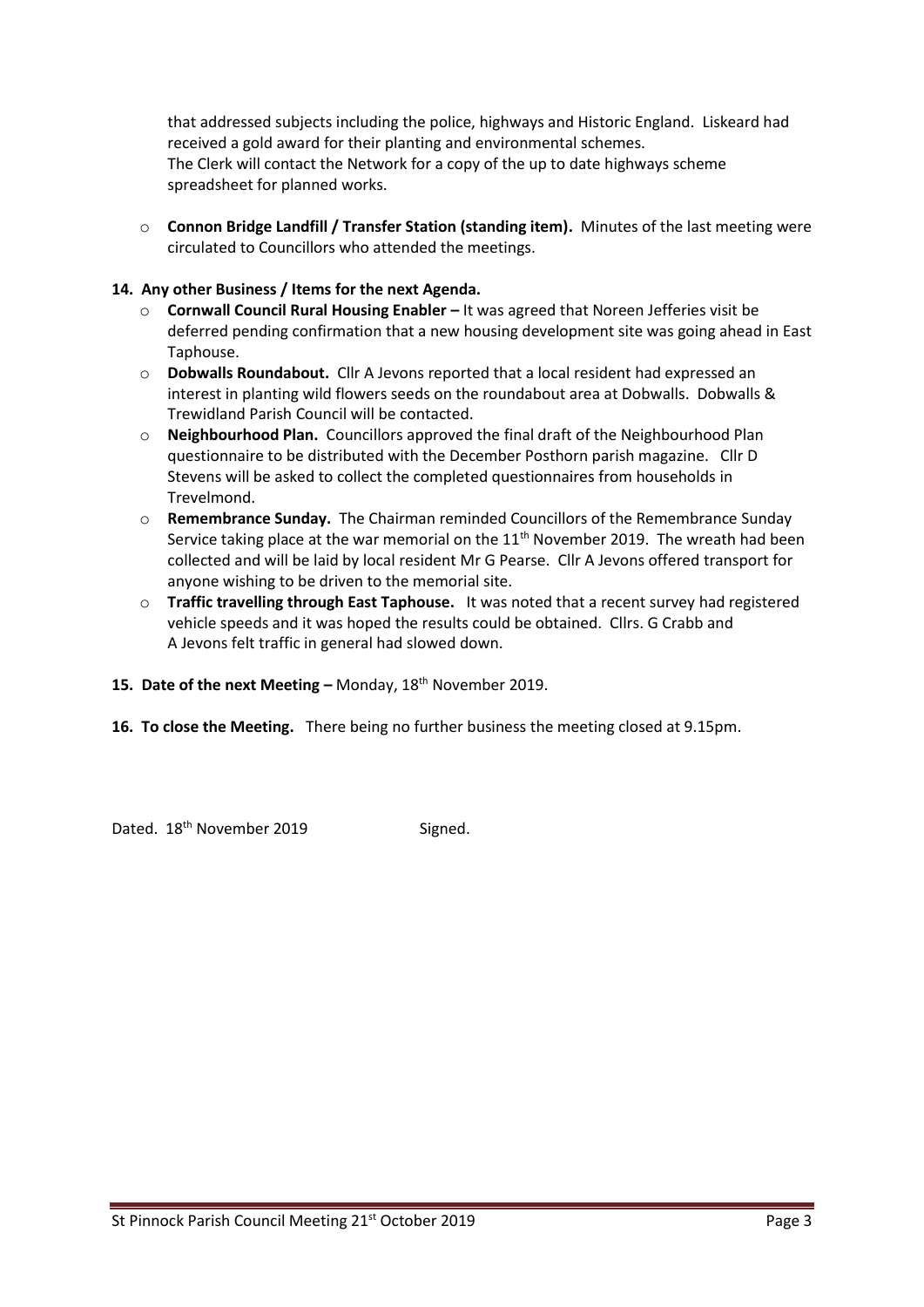that addressed subjects including the police, highways and Historic England. Liskeard had received a gold award for their planting and environmental schemes.
The Clerk will contact the Network for a copy of the up to date highways scheme spreadsheet for planned works.

- **Connon Bridge Landfill / Transfer Station (standing item).** Minutes of the last meeting were circulated to Councillors who attended the meetings.

**14. Any other Business / Items for the next Agenda.**

- **Cornwall Council Rural Housing Enabler –** It was agreed that Noreen Jefferies visit be deferred pending confirmation that a new housing development site was going ahead in East Taphouse.
- **Dobwalls Roundabout.** Cllr A Jevons reported that a local resident had expressed an interest in planting wild flowers seeds on the roundabout area at Dobwalls. Dobwalls & Trewidland Parish Council will be contacted.
- **Neighbourhood Plan.** Councillors approved the final draft of the Neighbourhood Plan questionnaire to be distributed with the December Posthorn parish magazine. Cllr D Stevens will be asked to collect the completed questionnaires from households in Trevelmond.
- **Remembrance Sunday.** The Chairman reminded Councillors of the Remembrance Sunday Service taking place at the war memorial on the 11th November 2019. The wreath had been collected and will be laid by local resident Mr G Pearse. Cllr A Jevons offered transport for anyone wishing to be driven to the memorial site.
- **Traffic travelling through East Taphouse.** It was noted that a recent survey had registered vehicle speeds and it was hoped the results could be obtained. Cllrs. G Crabb and A Jevons felt traffic in general had slowed down.

**15. Date of the next Meeting –** Monday, 18th November 2019.

**16. To close the Meeting.** There being no further business the meeting closed at 9.15pm.

Dated. 18th November 2019 Signed.